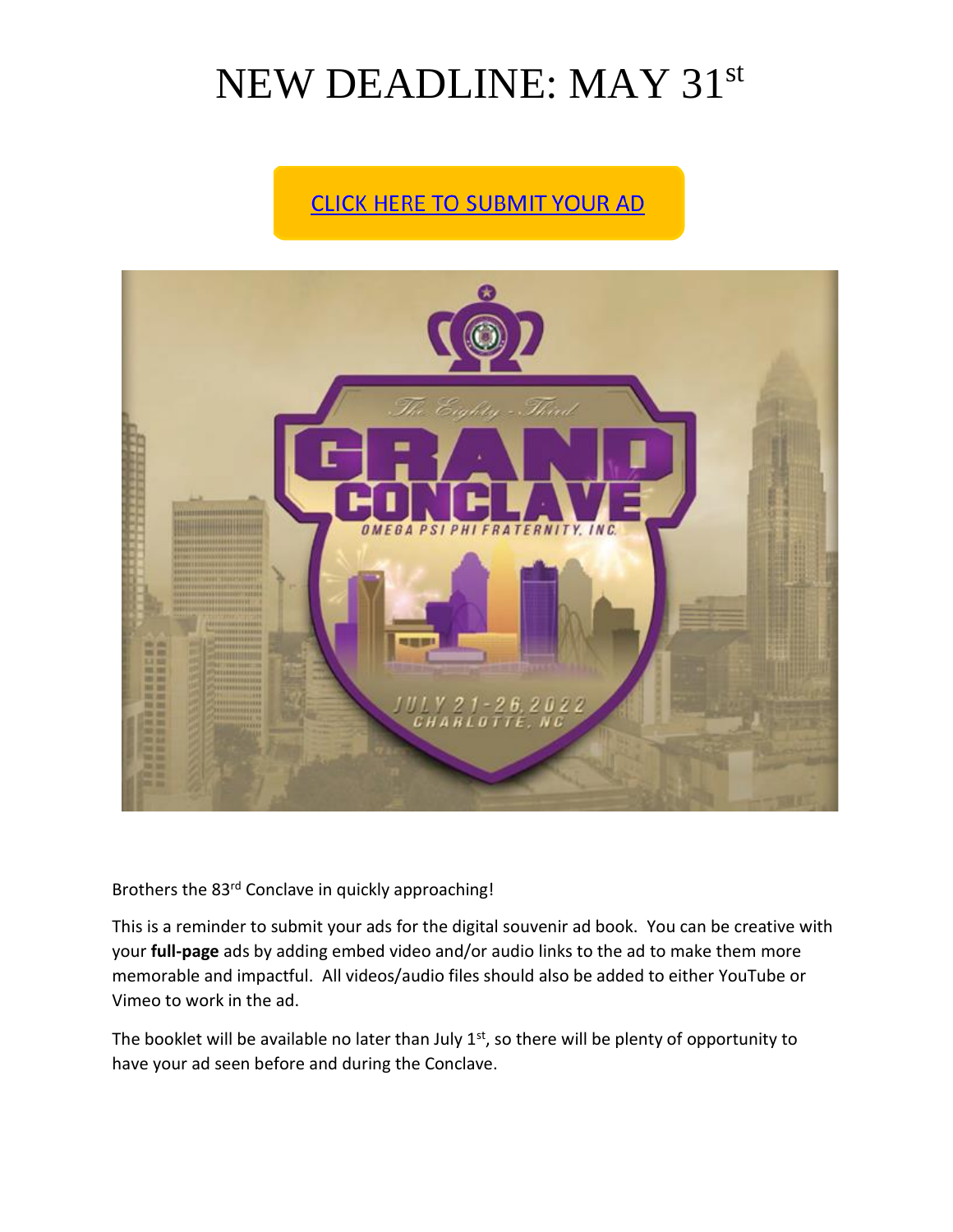# NEW DEADLINE: MAY 31st

CLICK HERE TO SUBMIT YOUR AD

Brothers the 83rd Conclave in quickly approaching!

This is a reminder to submit your ads for the digital souvenir ad book. You can be creative with your **full-page** ads by adding embed video and/or audio links to the ad to make them more memorable and impactful. All videos/audio files should also be added to either YouTube or Vimeo to work in the ad.

The booklet will be available no later than July 1st, so there will be plenty of opportunity to have your ad seen before and during the Conclave.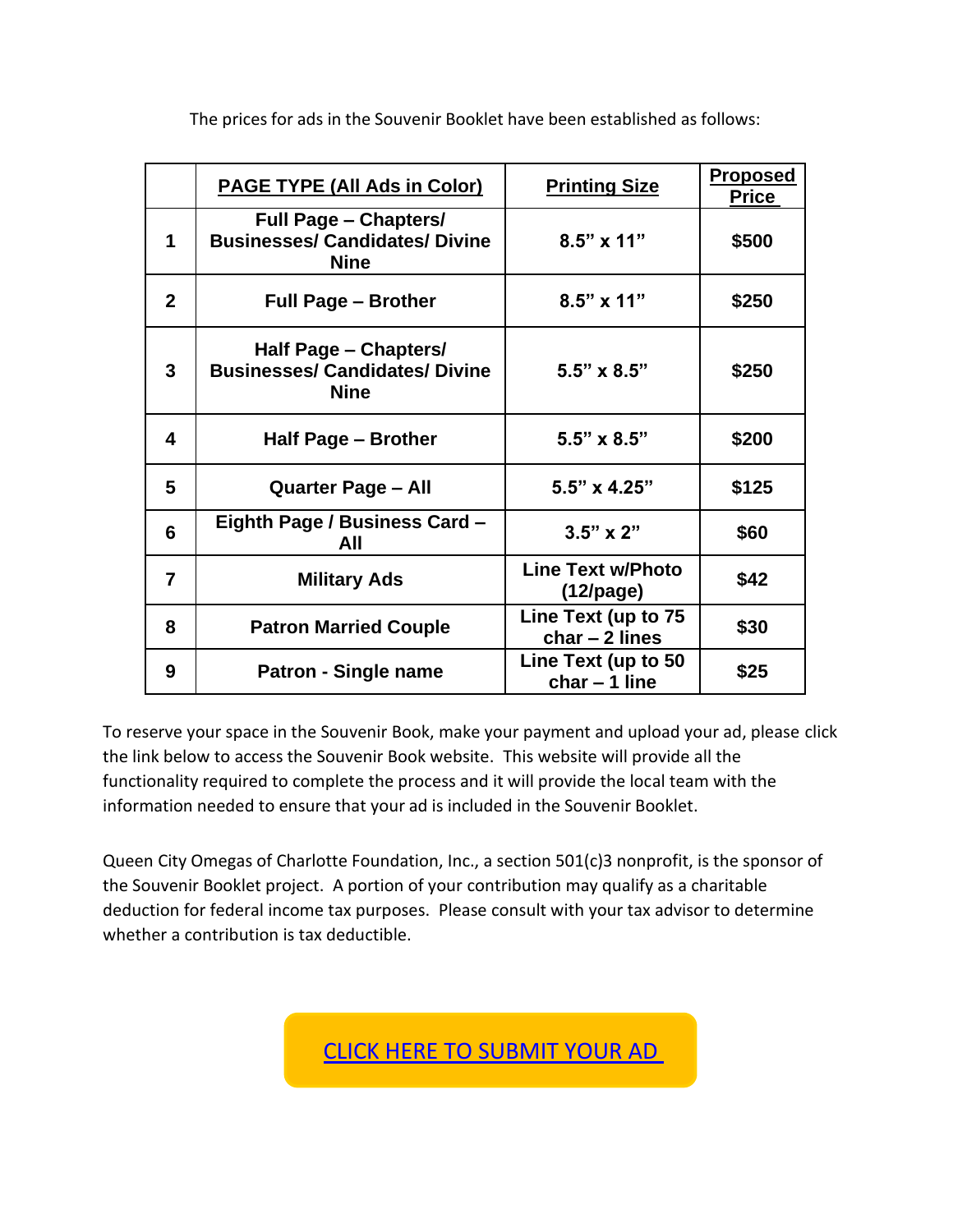The prices for ads in the Souvenir Booklet have been established as follows:

| | PAGE TYPE (All Ads in Color) | Printing Size | Proposed Price |
|---|---|---|---|
| 1 | Full Page – Chapters/ Businesses/ Candidates/ Divine Nine | 8.5" x 11" | $500 |
| 2 | Full Page – Brother | 8.5" x 11" | $250 |
| 3 | Half Page – Chapters/ Businesses/ Candidates/ Divine Nine | 5.5" x 8.5" | $250 |
| 4 | Half Page – Brother | 5.5" x 8.5" | $200 |
| 5 | Quarter Page – All | 5.5" x 4.25" | $125 |
| 6 | Eighth Page / Business Card – All | 3.5" x 2" | $60 |
| 7 | Military Ads | Line Text w/Photo (12/page) | $42 |
| 8 | Patron Married Couple | Line Text (up to 75 char – 2 lines | $30 |
| 9 | Patron - Single name | Line Text (up to 50 char – 1 line | $25 |

To reserve your space in the Souvenir Book, make your payment and upload your ad, please click the link below to access the Souvenir Book website. This website will provide all the functionality required to complete the process and it will provide the local team with the information needed to ensure that your ad is included in the Souvenir Booklet.

Queen City Omegas of Charlotte Foundation, Inc., a section 501(c)3 nonprofit, is the sponsor of the Souvenir Booklet project. A portion of your contribution may qualify as a charitable deduction for federal income tax purposes. Please consult with your tax advisor to determine whether a contribution is tax deductible.

CLICK HERE TO SUBMIT YOUR AD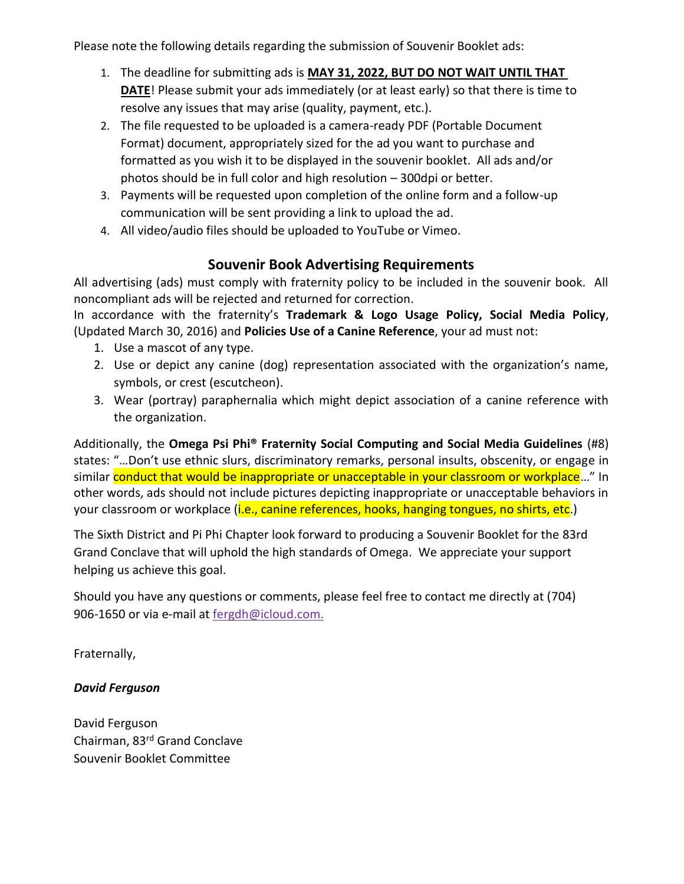Please note the following details regarding the submission of Souvenir Booklet ads:

1. The deadline for submitting ads is **MAY 31, 2022, BUT DO NOT WAIT UNTIL THAT DATE**! Please submit your ads immediately (or at least early) so that there is time to resolve any issues that may arise (quality, payment, etc.).
2. The file requested to be uploaded is a camera-ready PDF (Portable Document Format) document, appropriately sized for the ad you want to purchase and formatted as you wish it to be displayed in the souvenir booklet. All ads and/or photos should be in full color and high resolution – 300dpi or better.
3. Payments will be requested upon completion of the online form and a follow-up communication will be sent providing a link to upload the ad.
4. All video/audio files should be uploaded to YouTube or Vimeo.

## Souvenir Book Advertising Requirements

All advertising (ads) must comply with fraternity policy to be included in the souvenir book. All noncompliant ads will be rejected and returned for correction.

In accordance with the fraternity's **Trademark & Logo Usage Policy, Social Media Policy**, (Updated March 30, 2016) and **Policies Use of a Canine Reference**, your ad must not:

1. Use a mascot of any type.
2. Use or depict any canine (dog) representation associated with the organization's name, symbols, or crest (escutcheon).
3. Wear (portray) paraphernalia which might depict association of a canine reference with the organization.

Additionally, the **Omega Psi Phi® Fraternity Social Computing and Social Media Guidelines** (#8) states: "…Don't use ethnic slurs, discriminatory remarks, personal insults, obscenity, or engage in similar conduct that would be inappropriate or unacceptable in your classroom or workplace…" In other words, ads should not include pictures depicting inappropriate or unacceptable behaviors in your classroom or workplace (i.e., canine references, hooks, hanging tongues, no shirts, etc.)

The Sixth District and Pi Phi Chapter look forward to producing a Souvenir Booklet for the 83rd Grand Conclave that will uphold the high standards of Omega. We appreciate your support helping us achieve this goal.

Should you have any questions or comments, please feel free to contact me directly at (704) 906-1650 or via e-mail at fergdh@icloud.com.

Fraternally,

***David Ferguson***

David Ferguson
Chairman, 83rd Grand Conclave
Souvenir Booklet Committee